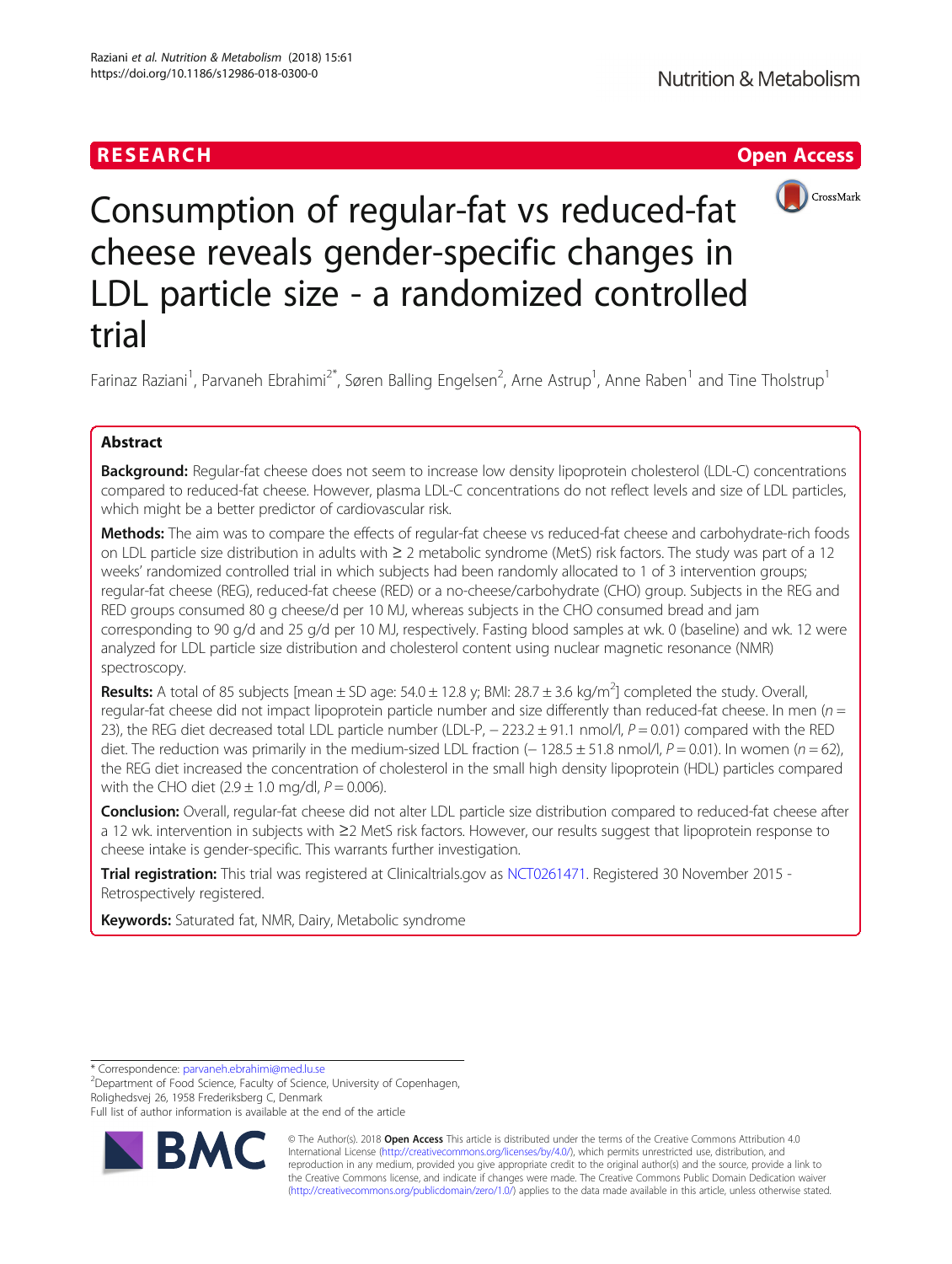RESEARCH

Open Access

# Consumption of regular-fat vs reduced-fat cheese reveals gender-specific changes in LDL particle size - a randomized controlled trial

Farinaz Raziani[1], Parvaneh Ebrahimi[2*], Søren Balling Engelsen[2], Arne Astrup[1], Anne Raben[1] and Tine Tholstrup[1]

## Abstract

**Background:** Regular-fat cheese does not seem to increase low density lipoprotein cholesterol (LDL-C) concentrations compared to reduced-fat cheese. However, plasma LDL-C concentrations do not reflect levels and size of LDL particles, which might be a better predictor of cardiovascular risk.

**Methods:** The aim was to compare the effects of regular-fat cheese vs reduced-fat cheese and carbohydrate-rich foods on LDL particle size distribution in adults with ≥ 2 metabolic syndrome (MetS) risk factors. The study was part of a 12 weeks' randomized controlled trial in which subjects had been randomly allocated to 1 of 3 intervention groups; regular-fat cheese (REG), reduced-fat cheese (RED) or a no-cheese/carbohydrate (CHO) group. Subjects in the REG and RED groups consumed 80 g cheese/d per 10 MJ, whereas subjects in the CHO consumed bread and jam corresponding to 90 g/d and 25 g/d per 10 MJ, respectively. Fasting blood samples at wk. 0 (baseline) and wk. 12 were analyzed for LDL particle size distribution and cholesterol content using nuclear magnetic resonance (NMR) spectroscopy.

**Results:** A total of 85 subjects [mean ± SD age: 54.0 ± 12.8 y; BMI: 28.7 ± 3.6 kg/m$^2$] completed the study. Overall, regular-fat cheese did not impact lipoprotein particle number and size differently than reduced-fat cheese. In men ($n$ = 23), the REG diet decreased total LDL particle number (LDL-P, − 223.2 ± 91.1 nmol/l, $P$ = 0.01) compared with the RED diet. The reduction was primarily in the medium-sized LDL fraction (− 128.5 ± 51.8 nmol/l, $P$ = 0.01). In women ($n$ = 62), the REG diet increased the concentration of cholesterol in the small high density lipoprotein (HDL) particles compared with the CHO diet (2.9 ± 1.0 mg/dl, $P$ = 0.006).

**Conclusion:** Overall, regular-fat cheese did not alter LDL particle size distribution compared to reduced-fat cheese after a 12 wk. intervention in subjects with ≥2 MetS risk factors. However, our results suggest that lipoprotein response to cheese intake is gender-specific. This warrants further investigation.

**Trial registration:** This trial was registered at Clinicaltrials.gov as NCT0261471. Registered 30 November 2015 - Retrospectively registered.

**Keywords:** Saturated fat, NMR, Dairy, Metabolic syndrome

---

* Correspondence: parvaneh.ebrahimi@med.lu.se
[2]Department of Food Science, Faculty of Science, University of Copenhagen, Rolighedsvej 26, 1958 Frederiksberg C, Denmark
Full list of author information is available at the end of the article

© The Author(s). 2018 **Open Access** This article is distributed under the terms of the Creative Commons Attribution 4.0 International License (http://creativecommons.org/licenses/by/4.0/), which permits unrestricted use, distribution, and reproduction in any medium, provided you give appropriate credit to the original author(s) and the source, provide a link to the Creative Commons license, and indicate if changes were made. The Creative Commons Public Domain Dedication waiver (http://creativecommons.org/publicdomain/zero/1.0/) applies to the data made available in this article, unless otherwise stated.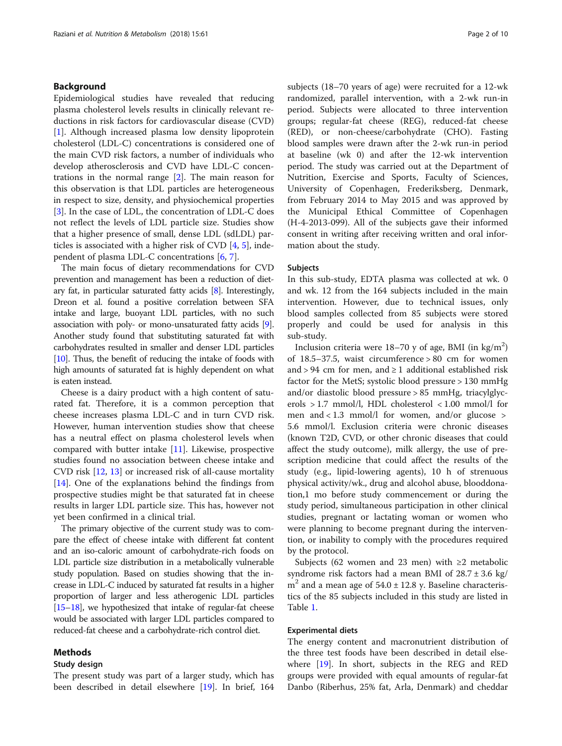## Background

Epidemiological studies have revealed that reducing plasma cholesterol levels results in clinically relevant reductions in risk factors for cardiovascular disease (CVD) [1]. Although increased plasma low density lipoprotein cholesterol (LDL-C) concentrations is considered one of the main CVD risk factors, a number of individuals who develop atherosclerosis and CVD have LDL-C concentrations in the normal range [2]. The main reason for this observation is that LDL particles are heterogeneous in respect to size, density, and physiochemical properties [3]. In the case of LDL, the concentration of LDL-C does not reflect the levels of LDL particle size. Studies show that a higher presence of small, dense LDL (sdLDL) particles is associated with a higher risk of CVD [4, 5], independent of plasma LDL-C concentrations [6, 7].

The main focus of dietary recommendations for CVD prevention and management has been a reduction of dietary fat, in particular saturated fatty acids [8]. Interestingly, Dreon et al. found a positive correlation between SFA intake and large, buoyant LDL particles, with no such association with poly- or mono-unsaturated fatty acids [9]. Another study found that substituting saturated fat with carbohydrates resulted in smaller and denser LDL particles [10]. Thus, the benefit of reducing the intake of foods with high amounts of saturated fat is highly dependent on what is eaten instead.

Cheese is a dairy product with a high content of saturated fat. Therefore, it is a common perception that cheese increases plasma LDL-C and in turn CVD risk. However, human intervention studies show that cheese has a neutral effect on plasma cholesterol levels when compared with butter intake [11]. Likewise, prospective studies found no association between cheese intake and CVD risk [12, 13] or increased risk of all-cause mortality [14]. One of the explanations behind the findings from prospective studies might be that saturated fat in cheese results in larger LDL particle size. This has, however not yet been confirmed in a clinical trial.

The primary objective of the current study was to compare the effect of cheese intake with different fat content and an iso-caloric amount of carbohydrate-rich foods on LDL particle size distribution in a metabolically vulnerable study population. Based on studies showing that the increase in LDL-C induced by saturated fat results in a higher proportion of larger and less atherogenic LDL particles [15–18], we hypothesized that intake of regular-fat cheese would be associated with larger LDL particles compared to reduced-fat cheese and a carbohydrate-rich control diet.

## Methods

### Study design

The present study was part of a larger study, which has been described in detail elsewhere [19]. In brief, 164 subjects (18–70 years of age) were recruited for a 12-wk randomized, parallel intervention, with a 2-wk run-in period. Subjects were allocated to three intervention groups; regular-fat cheese (REG), reduced-fat cheese (RED), or non-cheese/carbohydrate (CHO). Fasting blood samples were drawn after the 2-wk run-in period at baseline (wk 0) and after the 12-wk intervention period. The study was carried out at the Department of Nutrition, Exercise and Sports, Faculty of Sciences, University of Copenhagen, Frederiksberg, Denmark, from February 2014 to May 2015 and was approved by the Municipal Ethical Committee of Copenhagen (H-4-2013-099). All of the subjects gave their informed consent in writing after receiving written and oral information about the study.

### Subjects

In this sub-study, EDTA plasma was collected at wk. 0 and wk. 12 from the 164 subjects included in the main intervention. However, due to technical issues, only blood samples collected from 85 subjects were stored properly and could be used for analysis in this sub-study.

Inclusion criteria were 18–70 y of age, BMI (in kg/$m^2$) of 18.5–37.5, waist circumference > 80 cm for women and > 94 cm for men, and ≥ 1 additional established risk factor for the MetS; systolic blood pressure > 130 mmHg and/or diastolic blood pressure > 85 mmHg, triacylglycerols > 1.7 mmol/l, HDL cholesterol < 1.00 mmol/l for men and < 1.3 mmol/l for women, and/or glucose > 5.6 mmol/l. Exclusion criteria were chronic diseases (known T2D, CVD, or other chronic diseases that could affect the study outcome), milk allergy, the use of prescription medicine that could affect the results of the study (e.g., lipid-lowering agents), 10 h of strenuous physical activity/wk., drug and alcohol abuse, blooddonation,1 mo before study commencement or during the study period, simultaneous participation in other clinical studies, pregnant or lactating woman or women who were planning to become pregnant during the intervention, or inability to comply with the procedures required by the protocol.

Subjects (62 women and 23 men) with ≥2 metabolic syndrome risk factors had a mean BMI of 28.7 ± 3.6 kg/$m^2$ and a mean age of 54.0 ± 12.8 y. Baseline characteristics of the 85 subjects included in this study are listed in Table 1.

### Experimental diets

The energy content and macronutrient distribution of the three test foods have been described in detail elsewhere [19]. In short, subjects in the REG and RED groups were provided with equal amounts of regular-fat Danbo (Riberhus, 25% fat, Arla, Denmark) and cheddar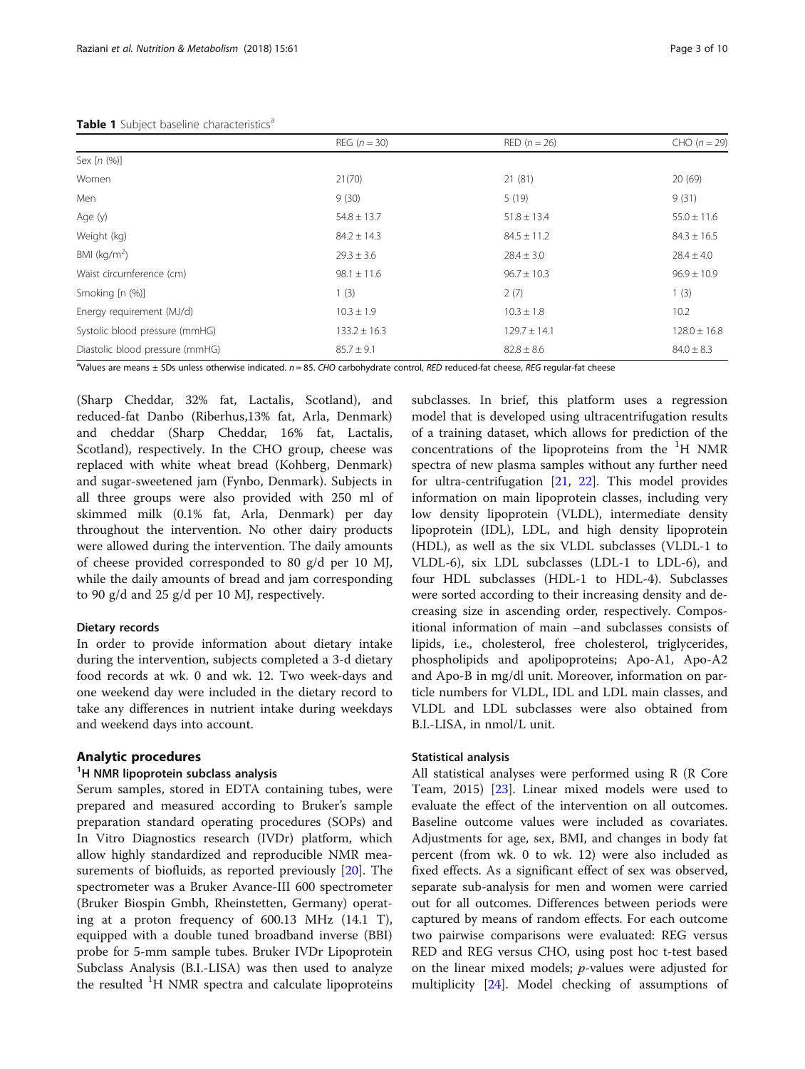**Table 1** Subject baseline characteristics[a]

| | REG (*n* = 30) | RED (*n* = 26) | CHO (*n* = 29) |
|---|---|---|---|
| Sex [*n* (%)] | | | |
| Women | 21(70) | 21 (81) | 20 (69) |
| Men | 9 (30) | 5 (19) | 9 (31) |
| Age (y) | 54.8 ± 13.7 | 51.8 ± 13.4 | 55.0 ± 11.6 |
| Weight (kg) | 84.2 ± 14.3 | 84.5 ± 11.2 | 84.3 ± 16.5 |
| BMI (kg/m$^2$) | 29.3 ± 3.6 | 28.4 ± 3.0 | 28.4 ± 4.0 |
| Waist circumference (cm) | 98.1 ± 11.6 | 96.7 ± 10.3 | 96.9 ± 10.9 |
| Smoking [n (%)] | 1 (3) | 2 (7) | 1 (3) |
| Energy requirement (MJ/d) | 10.3 ± 1.9 | 10.3 ± 1.8 | 10.2 |
| Systolic blood pressure (mmHG) | 133.2 ± 16.3 | 129.7 ± 14.1 | 128.0 ± 16.8 |
| Diastolic blood pressure (mmHG) | 85.7 ± 9.1 | 82.8 ± 8.6 | 84.0 ± 8.3 |

[a]Values are means ± SDs unless otherwise indicated. *n* = 85. *CHO* carbohydrate control, *RED* reduced-fat cheese, *REG* regular-fat cheese

(Sharp Cheddar, 32% fat, Lactalis, Scotland), and reduced-fat Danbo (Riberhus,13% fat, Arla, Denmark) and cheddar (Sharp Cheddar, 16% fat, Lactalis, Scotland), respectively. In the CHO group, cheese was replaced with white wheat bread (Kohberg, Denmark) and sugar-sweetened jam (Fynbo, Denmark). Subjects in all three groups were also provided with 250 ml of skimmed milk (0.1% fat, Arla, Denmark) per day throughout the intervention. No other dairy products were allowed during the intervention. The daily amounts of cheese provided corresponded to 80 g/d per 10 MJ, while the daily amounts of bread and jam corresponding to 90 g/d and 25 g/d per 10 MJ, respectively.

#### Dietary records

In order to provide information about dietary intake during the intervention, subjects completed a 3-d dietary food records at wk. 0 and wk. 12. Two week-days and one weekend day were included in the dietary record to take any differences in nutrient intake during weekdays and weekend days into account.

## Analytic procedures

### $^1$H NMR lipoprotein subclass analysis

Serum samples, stored in EDTA containing tubes, were prepared and measured according to Bruker's sample preparation standard operating procedures (SOPs) and In Vitro Diagnostics research (IVDr) platform, which allow highly standardized and reproducible NMR measurements of biofluids, as reported previously [20]. The spectrometer was a Bruker Avance-III 600 spectrometer (Bruker Biospin Gmbh, Rheinstetten, Germany) operating at a proton frequency of 600.13 MHz (14.1 T), equipped with a double tuned broadband inverse (BBI) probe for 5-mm sample tubes. Bruker IVDr Lipoprotein Subclass Analysis (B.I.-LISA) was then used to analyze the resulted $^1$H NMR spectra and calculate lipoproteins subclasses. In brief, this platform uses a regression model that is developed using ultracentrifugation results of a training dataset, which allows for prediction of the concentrations of the lipoproteins from the $^1$H NMR spectra of new plasma samples without any further need for ultra-centrifugation [21, 22]. This model provides information on main lipoprotein classes, including very low density lipoprotein (VLDL), intermediate density lipoprotein (IDL), LDL, and high density lipoprotein (HDL), as well as the six VLDL subclasses (VLDL-1 to VLDL-6), six LDL subclasses (LDL-1 to LDL-6), and four HDL subclasses (HDL-1 to HDL-4). Subclasses were sorted according to their increasing density and decreasing size in ascending order, respectively. Compositional information of main –and subclasses consists of lipids, i.e., cholesterol, free cholesterol, triglycerides, phospholipids and apolipoproteins; Apo-A1, Apo-A2 and Apo-B in mg/dl unit. Moreover, information on particle numbers for VLDL, IDL and LDL main classes, and VLDL and LDL subclasses were also obtained from B.I.-LISA, in nmol/L unit.

#### Statistical analysis

All statistical analyses were performed using R (R Core Team, 2015) [23]. Linear mixed models were used to evaluate the effect of the intervention on all outcomes. Baseline outcome values were included as covariates. Adjustments for age, sex, BMI, and changes in body fat percent (from wk. 0 to wk. 12) were also included as fixed effects. As a significant effect of sex was observed, separate sub-analysis for men and women were carried out for all outcomes. Differences between periods were captured by means of random effects. For each outcome two pairwise comparisons were evaluated: REG versus RED and REG versus CHO, using post hoc t-test based on the linear mixed models; *p*-values were adjusted for multiplicity [24]. Model checking of assumptions of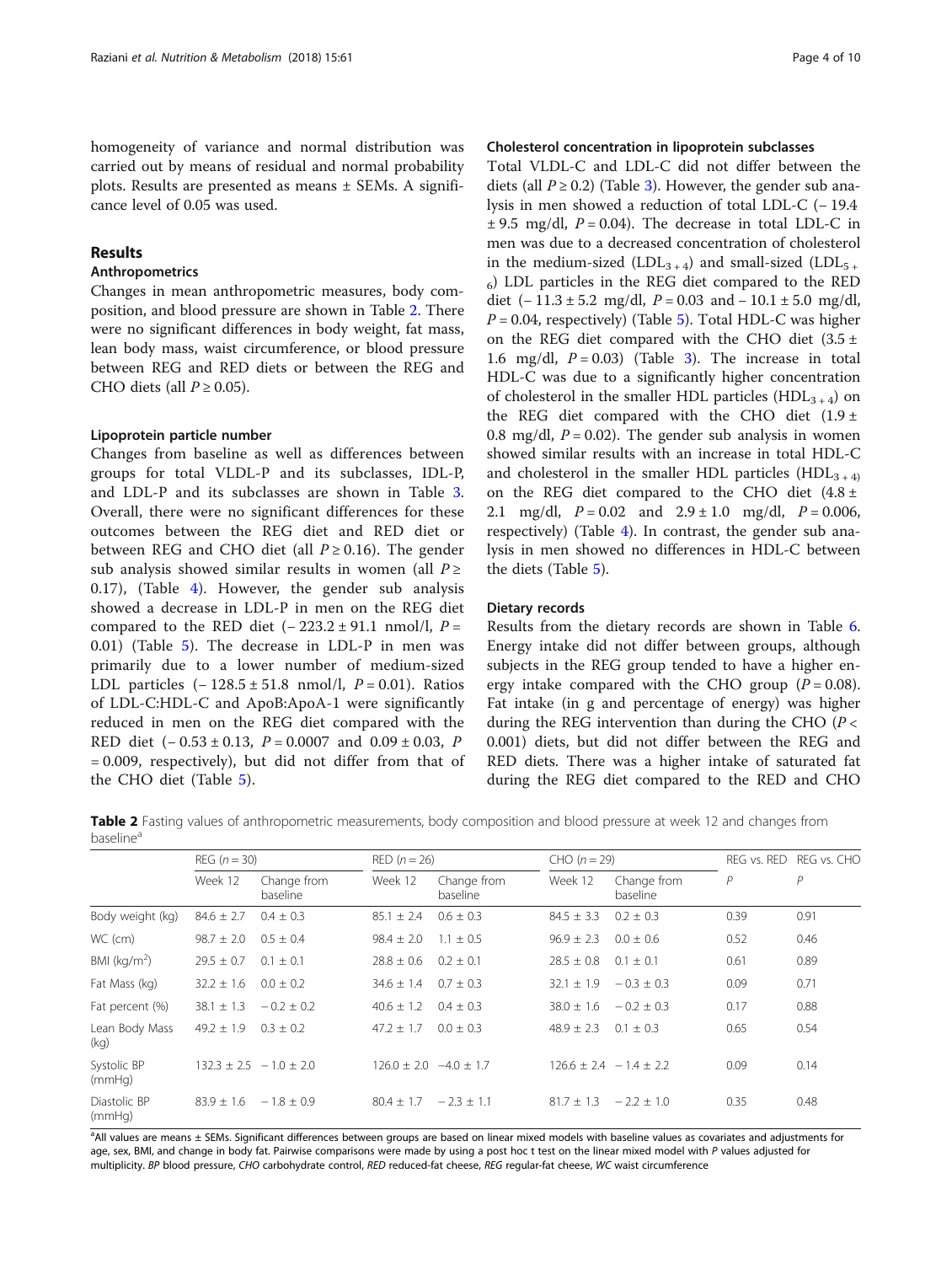homogeneity of variance and normal distribution was carried out by means of residual and normal probability plots. Results are presented as means ± SEMs. A significance level of 0.05 was used.

## Results

### Anthropometrics

Changes in mean anthropometric measures, body composition, and blood pressure are shown in Table 2. There were no significant differences in body weight, fat mass, lean body mass, waist circumference, or blood pressure between REG and RED diets or between the REG and CHO diets (all $P \geq 0.05$).

### Lipoprotein particle number

Changes from baseline as well as differences between groups for total VLDL-P and its subclasses, IDL-P, and LDL-P and its subclasses are shown in Table 3. Overall, there were no significant differences for these outcomes between the REG diet and RED diet or between REG and CHO diet (all $P \geq 0.16$). The gender sub analysis showed similar results in women (all $P \geq 0.17$), (Table 4). However, the gender sub analysis showed a decrease in LDL-P in men on the REG diet compared to the RED diet (− 223.2 ± 91.1 nmol/l, $P$ = 0.01) (Table 5). The decrease in LDL-P in men was primarily due to a lower number of medium-sized LDL particles (− 128.5 ± 51.8 nmol/l, $P = 0.01$). Ratios of LDL-C:HDL-C and ApoB:ApoA-1 were significantly reduced in men on the REG diet compared with the RED diet (− 0.53 ± 0.13, $P = 0.0007$ and 0.09 ± 0.03, $P = 0.009$, respectively), but did not differ from that of the CHO diet (Table 5).

### Cholesterol concentration in lipoprotein subclasses

Total VLDL-C and LDL-C did not differ between the diets (all $P \geq 0.2$) (Table 3). However, the gender sub analysis in men showed a reduction of total LDL-C (− 19.4 ± 9.5 mg/dl, $P = 0.04$). The decrease in total LDL-C in men was due to a decreased concentration of cholesterol in the medium-sized ($LDL_{3+4}$) and small-sized ($LDL_{5+6}$) LDL particles in the REG diet compared to the RED diet (− 11.3 ± 5.2 mg/dl, $P = 0.03$ and – 10.1 ± 5.0 mg/dl, $P = 0.04$, respectively) (Table 5). Total HDL-C was higher on the REG diet compared with the CHO diet (3.5 ± 1.6 mg/dl, $P = 0.03$) (Table 3). The increase in total HDL-C was due to a significantly higher concentration of cholesterol in the smaller HDL particles ($HDL_{3+4}$) on the REG diet compared with the CHO diet (1.9 ± 0.8 mg/dl, $P = 0.02$). The gender sub analysis in women showed similar results with an increase in total HDL-C and cholesterol in the smaller HDL particles ($HDL_{3+4}$) on the REG diet compared to the CHO diet (4.8 ± 2.1 mg/dl, $P = 0.02$ and 2.9 ± 1.0 mg/dl, $P = 0.006$, respectively) (Table 4). In contrast, the gender sub analysis in men showed no differences in HDL-C between the diets (Table 5).

### Dietary records

Results from the dietary records are shown in Table 6. Energy intake did not differ between groups, although subjects in the REG group tended to have a higher energy intake compared with the CHO group ($P = 0.08$). Fat intake (in g and percentage of energy) was higher during the REG intervention than during the CHO ($P < 0.001$) diets, but did not differ between the REG and RED diets. There was a higher intake of saturated fat during the REG diet compared to the RED and CHO

**Table 2** Fasting values of anthropometric measurements, body composition and blood pressure at week 12 and changes from baseline[a]

| | REG ($n = 30$) | | RED ($n = 26$) | | CHO ($n = 29$) | | REG vs. RED | REG vs. CHO |
|---|---|---|---|---|---|---|---|---|
| | Week 12 | Change from baseline | Week 12 | Change from baseline | Week 12 | Change from baseline | $P$ | $P$ |
| Body weight (kg) | 84.6 ± 2.7 | 0.4 ± 0.3 | 85.1 ± 2.4 | 0.6 ± 0.3 | 84.5 ± 3.3 | 0.2 ± 0.3 | 0.39 | 0.91 |
| WC (cm) | 98.7 ± 2.0 | 0.5 ± 0.4 | 98.4 ± 2.0 | 1.1 ± 0.5 | 96.9 ± 2.3 | 0.0 ± 0.6 | 0.52 | 0.46 |
| BMI (kg/m$^2$) | 29.5 ± 0.7 | 0.1 ± 0.1 | 28.8 ± 0.6 | 0.2 ± 0.1 | 28.5 ± 0.8 | 0.1 ± 0.1 | 0.61 | 0.89 |
| Fat Mass (kg) | 32.2 ± 1.6 | 0.0 ± 0.2 | 34.6 ± 1.4 | 0.7 ± 0.3 | 32.1 ± 1.9 | − 0.3 ± 0.3 | 0.09 | 0.71 |
| Fat percent (%) | 38.1 ± 1.3 | − 0.2 ± 0.2 | 40.6 ± 1.2 | 0.4 ± 0.3 | 38.0 ± 1.6 | − 0.2 ± 0.3 | 0.17 | 0.88 |
| Lean Body Mass (kg) | 49.2 ± 1.9 | 0.3 ± 0.2 | 47.2 ± 1.7 | 0.0 ± 0.3 | 48.9 ± 2.3 | 0.1 ± 0.3 | 0.65 | 0.54 |
| Systolic BP (mmHg) | 132.3 ± 2.5 | − 1.0 ± 2.0 | 126.0 ± 2.0 | −4.0 ± 1.7 | 126.6 ± 2.4 | − 1.4 ± 2.2 | 0.09 | 0.14 |
| Diastolic BP (mmHg) | 83.9 ± 1.6 | − 1.8 ± 0.9 | 80.4 ± 1.7 | − 2.3 ± 1.1 | 81.7 ± 1.3 | − 2.2 ± 1.0 | 0.35 | 0.48 |

[a]All values are means ± SEMs. Significant differences between groups are based on linear mixed models with baseline values as covariates and adjustments for age, sex, BMI, and change in body fat. Pairwise comparisons were made by using a post hoc t test on the linear mixed model with $P$ values adjusted for multiplicity. BP blood pressure, CHO carbohydrate control, RED reduced-fat cheese, REG regular-fat cheese, WC waist circumference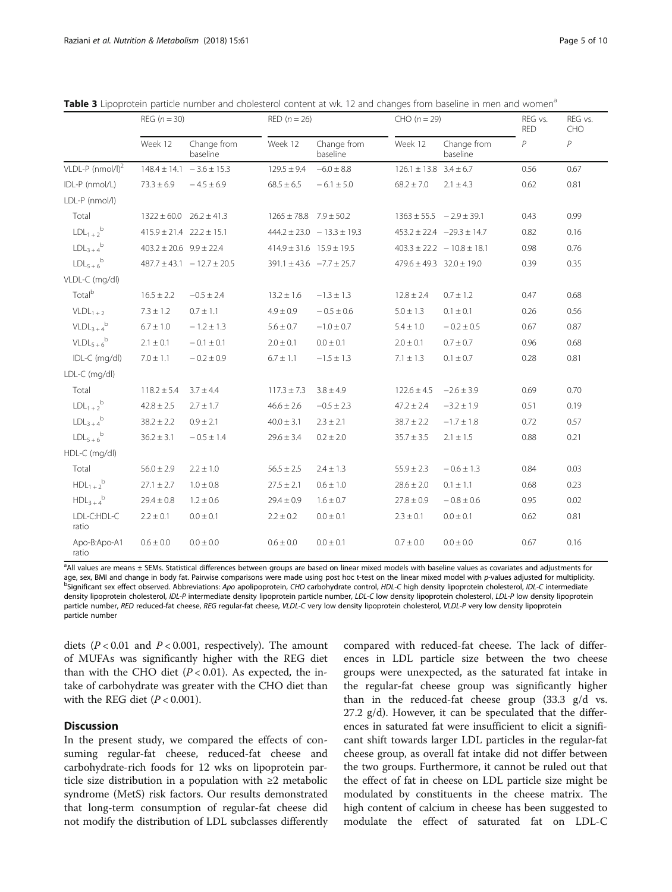**Table 3** Lipoprotein particle number and cholesterol content at wk. 12 and changes from baseline in men and women[a]

| | REG ($n = 30$) | | RED ($n = 26$) | | CHO ($n = 29$) | | REG vs. RED | REG vs. CHO |
|---|---|---|---|---|---|---|---|---|
| | Week 12 | Change from baseline | Week 12 | Change from baseline | Week 12 | Change from baseline | $P$ | $P$ |
| VLDL-P (nmol/l)[2] | 148.4 ± 14.1 | − 3.6 ± 15.3 | 129.5 ± 9.4 | −6.0 ± 8.8 | 126.1 ± 13.8 | 3.4 ± 6.7 | 0.56 | 0.67 |
| IDL-P (nmol/L) | 73.3 ± 6.9 | − 4.5 ± 6.9 | 68.5 ± 6.5 | − 6.1 ± 5.0 | 68.2 ± 7.0 | 2.1 ± 4.3 | 0.62 | 0.81 |
| LDL-P (nmol/l) | | | | | | | | |
| Total | 1322 ± 60.0 | 26.2 ± 41.3 | 1265 ± 78.8 | 7.9 ± 50.2 | 1363 ± 55.5 | − 2.9 ± 39.1 | 0.43 | 0.99 |
| $LDL_{1+2}$[b] | 415.9 ± 21.4 | 22.2 ± 15.1 | 444.2 ± 23.0 | − 13.3 ± 19.3 | 453.2 ± 22.4 | −29.3 ± 14.7 | 0.82 | 0.16 |
| $LDL_{3+4}$[b] | 403.2 ± 20.6 | 9.9 ± 22.4 | 414.9 ± 31.6 | 15.9 ± 19.5 | 403.3 ± 22.2 | − 10.8 ± 18.1 | 0.98 | 0.76 |
| $LDL_{5+6}$[b] | 487.7 ± 43.1 | − 12.7 ± 20.5 | 391.1 ± 43.6 | −7.7 ± 25.7 | 479.6 ± 49.3 | 32.0 ± 19.0 | 0.39 | 0.35 |
| VLDL-C (mg/dl) | | | | | | | | |
| Total[b] | 16.5 ± 2.2 | −0.5 ± 2.4 | 13.2 ± 1.6 | −1.3 ± 1.3 | 12.8 ± 2.4 | 0.7 ± 1.2 | 0.47 | 0.68 |
| $VLDL_{1+2}$ | 7.3 ± 1.2 | 0.7 ± 1.1 | 4.9 ± 0.9 | − 0.5 ± 0.6 | 5.0 ± 1.3 | 0.1 ± 0.1 | 0.26 | 0.56 |
| $VLDL_{3+4}$[b] | 6.7 ± 1.0 | − 1.2 ± 1.3 | 5.6 ± 0.7 | −1.0 ± 0.7 | 5.4 ± 1.0 | − 0.2 ± 0.5 | 0.67 | 0.87 |
| $VLDL_{5+6}$[b] | 2.1 ± 0.1 | − 0.1 ± 0.1 | 2.0 ± 0.1 | 0.0 ± 0.1 | 2.0 ± 0.1 | 0.7 ± 0.7 | 0.96 | 0.68 |
| IDL-C (mg/dl) | 7.0 ± 1.1 | − 0.2 ± 0.9 | 6.7 ± 1.1 | −1.5 ± 1.3 | 7.1 ± 1.3 | 0.1 ± 0.7 | 0.28 | 0.81 |
| LDL-C (mg/dl) | | | | | | | | |
| Total | 118.2 ± 5.4 | 3.7 ± 4.4 | 117.3 ± 7.3 | 3.8 ± 4.9 | 122.6 ± 4.5 | −2.6 ± 3.9 | 0.69 | 0.70 |
| $LDL_{1+2}$[b] | 42.8 ± 2.5 | 2.7 ± 1.7 | 46.6 ± 2.6 | −0.5 ± 2.3 | 47.2 ± 2.4 | −3.2 ± 1.9 | 0.51 | 0.19 |
| $LDL_{3+4}$[b] | 38.2 ± 2.2 | 0.9 ± 2.1 | 40.0 ± 3.1 | 2.3 ± 2.1 | 38.7 ± 2.2 | −1.7 ± 1.8 | 0.72 | 0.57 |
| $LDL_{5+6}$[b] | 36.2 ± 3.1 | − 0.5 ± 1.4 | 29.6 ± 3.4 | 0.2 ± 2.0 | 35.7 ± 3.5 | 2.1 ± 1.5 | 0.88 | 0.21 |
| HDL-C (mg/dl) | | | | | | | | |
| Total | 56.0 ± 2.9 | 2.2 ± 1.0 | 56.5 ± 2.5 | 2.4 ± 1.3 | 55.9 ± 2.3 | − 0.6 ± 1.3 | 0.84 | 0.03 |
| $HDL_{1+2}$[b] | 27.1 ± 2.7 | 1.0 ± 0.8 | 27.5 ± 2.1 | 0.6 ± 1.0 | 28.6 ± 2.0 | 0.1 ± 1.1 | 0.68 | 0.23 |
| $HDL_{3+4}$[b] | 29.4 ± 0.8 | 1.2 ± 0.6 | 29.4 ± 0.9 | 1.6 ± 0.7 | 27.8 ± 0.9 | − 0.8 ± 0.6 | 0.95 | 0.02 |
| LDL-C:HDL-C ratio | 2.2 ± 0.1 | 0.0 ± 0.1 | 2.2 ± 0.2 | 0.0 ± 0.1 | 2.3 ± 0.1 | 0.0 ± 0.1 | 0.62 | 0.81 |
| Apo-B:Apo-A1 ratio | 0.6 ± 0.0 | 0.0 ± 0.0 | 0.6 ± 0.0 | 0.0 ± 0.1 | 0.7 ± 0.0 | 0.0 ± 0.0 | 0.67 | 0.16 |

[a]All values are means ± SEMs. Statistical differences between groups are based on linear mixed models with baseline values as covariates and adjustments for age, sex, BMI and change in body fat. Pairwise comparisons were made using post hoc t-test on the linear mixed model with p-values adjusted for multiplicity.
[b]Significant sex effect observed. Abbreviations: *Apo* apolipoprotein, *CHO* carbohydrate control, *HDL-C* high density lipoprotein cholesterol, *IDL-C* intermediate density lipoprotein cholesterol, *IDL-P* intermediate density lipoprotein particle number, *LDL-C* low density lipoprotein cholesterol, *LDL-P* low density lipoprotein particle number, *RED* reduced-fat cheese, *REG* regular-fat cheese, *VLDL-C* very low density lipoprotein cholesterol, *VLDL-P* very low density lipoprotein particle number

diets ($P < 0.01$ and $P < 0.001$, respectively). The amount of MUFAs was significantly higher with the REG diet than with the CHO diet ($P < 0.01$). As expected, the intake of carbohydrate was greater with the CHO diet than with the REG diet ($P < 0.001$).

## Discussion

In the present study, we compared the effects of consuming regular-fat cheese, reduced-fat cheese and carbohydrate-rich foods for 12 wks on lipoprotein particle size distribution in a population with ≥2 metabolic syndrome (MetS) risk factors. Our results demonstrated that long-term consumption of regular-fat cheese did not modify the distribution of LDL subclasses differently compared with reduced-fat cheese. The lack of differences in LDL particle size between the two cheese groups were unexpected, as the saturated fat intake in the regular-fat cheese group was significantly higher than in the reduced-fat cheese group (33.3 g/d vs. 27.2 g/d). However, it can be speculated that the differences in saturated fat were insufficient to elicit a significant shift towards larger LDL particles in the regular-fat cheese group, as overall fat intake did not differ between the two groups. Furthermore, it cannot be ruled out that the effect of fat in cheese on LDL particle size might be modulated by constituents in the cheese matrix. The high content of calcium in cheese has been suggested to modulate the effect of saturated fat on LDL-C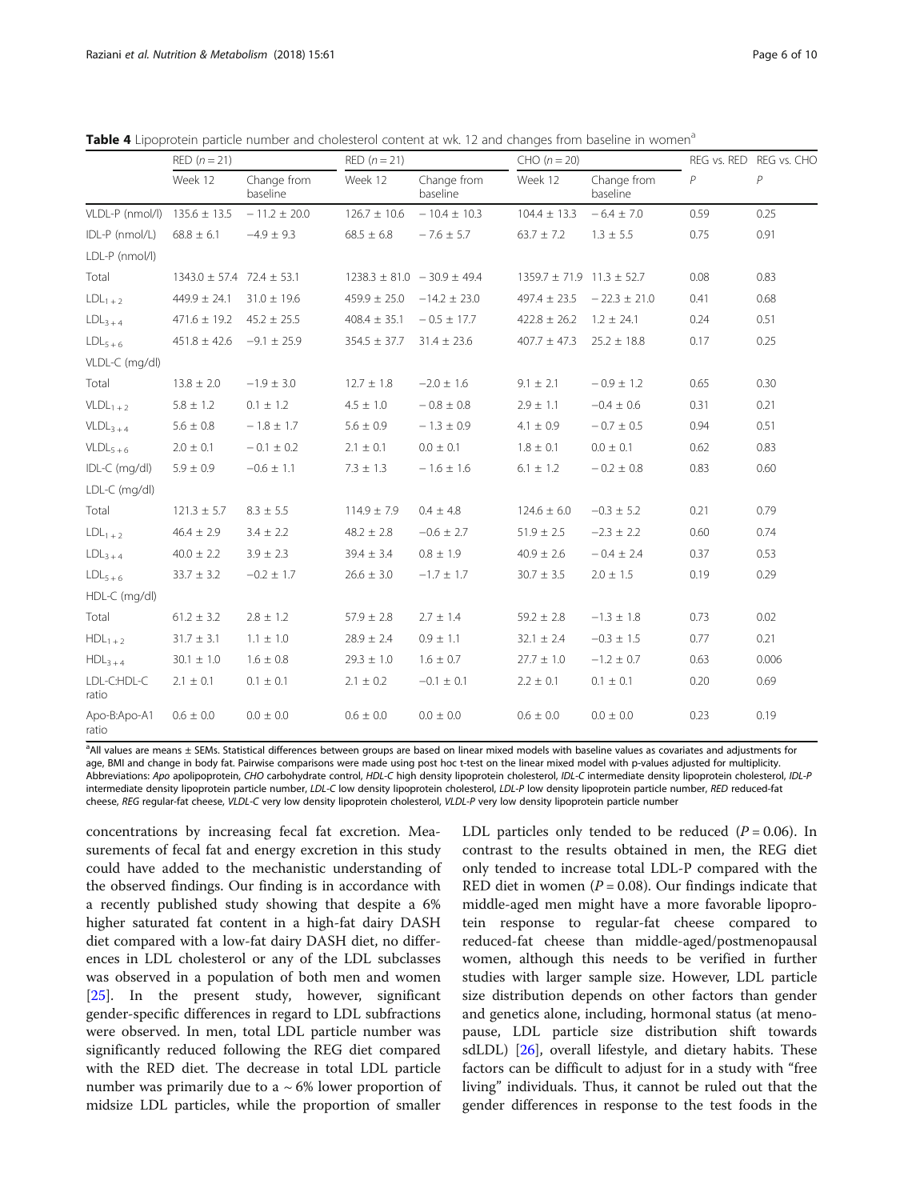**Table 4** Lipoprotein particle number and cholesterol content at wk. 12 and changes from baseline in women[a]

| | RED ($n = 21$) | | RED ($n = 21$) | | CHO ($n = 20$) | | REG vs. RED | REG vs. CHO |
|---|---|---|---|---|---|---|---|---|
| | Week 12 | Change from baseline | Week 12 | Change from baseline | Week 12 | Change from baseline | $P$ | $P$ |
| VLDL-P (nmol/l) | 135.6 ± 13.5 | − 11.2 ± 20.0 | 126.7 ± 10.6 | − 10.4 ± 10.3 | 104.4 ± 13.3 | − 6.4 ± 7.0 | 0.59 | 0.25 |
| IDL-P (nmol/L) | 68.8 ± 6.1 | −4.9 ± 9.3 | 68.5 ± 6.8 | − 7.6 ± 5.7 | 63.7 ± 7.2 | 1.3 ± 5.5 | 0.75 | 0.91 |
| LDL-P (nmol/l) | | | | | | | | |
| Total | 1343.0 ± 57.4 | 72.4 ± 53.1 | 1238.3 ± 81.0 | − 30.9 ± 49.4 | 1359.7 ± 71.9 | 11.3 ± 52.7 | 0.08 | 0.83 |
| $LDL_{1+2}$ | 449.9 ± 24.1 | 31.0 ± 19.6 | 459.9 ± 25.0 | −14.2 ± 23.0 | 497.4 ± 23.5 | − 22.3 ± 21.0 | 0.41 | 0.68 |
| $LDL_{3+4}$ | 471.6 ± 19.2 | 45.2 ± 25.5 | 408.4 ± 35.1 | − 0.5 ± 17.7 | 422.8 ± 26.2 | 1.2 ± 24.1 | 0.24 | 0.51 |
| $LDL_{5+6}$ | 451.8 ± 42.6 | −9.1 ± 25.9 | 354.5 ± 37.7 | 31.4 ± 23.6 | 407.7 ± 47.3 | 25.2 ± 18.8 | 0.17 | 0.25 |
| VLDL-C (mg/dl) | | | | | | | | |
| Total | 13.8 ± 2.0 | −1.9 ± 3.0 | 12.7 ± 1.8 | −2.0 ± 1.6 | 9.1 ± 2.1 | − 0.9 ± 1.2 | 0.65 | 0.30 |
| $VLDL_{1+2}$ | 5.8 ± 1.2 | 0.1 ± 1.2 | 4.5 ± 1.0 | − 0.8 ± 0.8 | 2.9 ± 1.1 | −0.4 ± 0.6 | 0.31 | 0.21 |
| $VLDL_{3+4}$ | 5.6 ± 0.8 | − 1.8 ± 1.7 | 5.6 ± 0.9 | − 1.3 ± 0.9 | 4.1 ± 0.9 | − 0.7 ± 0.5 | 0.94 | 0.51 |
| $VLDL_{5+6}$ | 2.0 ± 0.1 | − 0.1 ± 0.2 | 2.1 ± 0.1 | 0.0 ± 0.1 | 1.8 ± 0.1 | 0.0 ± 0.1 | 0.62 | 0.83 |
| IDL-C (mg/dl) | 5.9 ± 0.9 | −0.6 ± 1.1 | 7.3 ± 1.3 | − 1.6 ± 1.6 | 6.1 ± 1.2 | − 0.2 ± 0.8 | 0.83 | 0.60 |
| LDL-C (mg/dl) | | | | | | | | |
| Total | 121.3 ± 5.7 | 8.3 ± 5.5 | 114.9 ± 7.9 | 0.4 ± 4.8 | 124.6 ± 6.0 | −0.3 ± 5.2 | 0.21 | 0.79 |
| $LDL_{1+2}$ | 46.4 ± 2.9 | 3.4 ± 2.2 | 48.2 ± 2.8 | −0.6 ± 2.7 | 51.9 ± 2.5 | −2.3 ± 2.2 | 0.60 | 0.74 |
| $LDL_{3+4}$ | 40.0 ± 2.2 | 3.9 ± 2.3 | 39.4 ± 3.4 | 0.8 ± 1.9 | 40.9 ± 2.6 | − 0.4 ± 2.4 | 0.37 | 0.53 |
| $LDL_{5+6}$ | 33.7 ± 3.2 | −0.2 ± 1.7 | 26.6 ± 3.0 | −1.7 ± 1.7 | 30.7 ± 3.5 | 2.0 ± 1.5 | 0.19 | 0.29 |
| HDL-C (mg/dl) | | | | | | | | |
| Total | 61.2 ± 3.2 | 2.8 ± 1.2 | 57.9 ± 2.8 | 2.7 ± 1.4 | 59.2 ± 2.8 | −1.3 ± 1.8 | 0.73 | 0.02 |
| $HDL_{1+2}$ | 31.7 ± 3.1 | 1.1 ± 1.0 | 28.9 ± 2.4 | 0.9 ± 1.1 | 32.1 ± 2.4 | −0.3 ± 1.5 | 0.77 | 0.21 |
| $HDL_{3+4}$ | 30.1 ± 1.0 | 1.6 ± 0.8 | 29.3 ± 1.0 | 1.6 ± 0.7 | 27.7 ± 1.0 | −1.2 ± 0.7 | 0.63 | 0.006 |
| LDL-C:HDL-C ratio | 2.1 ± 0.1 | 0.1 ± 0.1 | 2.1 ± 0.2 | −0.1 ± 0.1 | 2.2 ± 0.1 | 0.1 ± 0.1 | 0.20 | 0.69 |
| Apo-B:Apo-A1 ratio | 0.6 ± 0.0 | 0.0 ± 0.0 | 0.6 ± 0.0 | 0.0 ± 0.0 | 0.6 ± 0.0 | 0.0 ± 0.0 | 0.23 | 0.19 |

[a]All values are means ± SEMs. Statistical differences between groups are based on linear mixed models with baseline values as covariates and adjustments for age, BMI and change in body fat. Pairwise comparisons were made using post hoc t-test on the linear mixed model with p-values adjusted for multiplicity. Abbreviations: *Apo* apolipoprotein, *CHO* carbohydrate control, *HDL-C* high density lipoprotein cholesterol, *IDL-C* intermediate density lipoprotein cholesterol, *IDL-P* intermediate density lipoprotein particle number, *LDL-C* low density lipoprotein cholesterol, *LDL-P* low density lipoprotein particle number, *RED* reduced-fat cheese, *REG* regular-fat cheese, *VLDL-C* very low density lipoprotein cholesterol, *VLDL-P* very low density lipoprotein particle number

concentrations by increasing fecal fat excretion. Measurements of fecal fat and energy excretion in this study could have added to the mechanistic understanding of the observed findings. Our finding is in accordance with a recently published study showing that despite a 6% higher saturated fat content in a high-fat dairy DASH diet compared with a low-fat dairy DASH diet, no differences in LDL cholesterol or any of the LDL subclasses was observed in a population of both men and women [25]. In the present study, however, significant gender-specific differences in regard to LDL subfractions were observed. In men, total LDL particle number was significantly reduced following the REG diet compared with the RED diet. The decrease in total LDL particle number was primarily due to a ~ 6% lower proportion of midsize LDL particles, while the proportion of smaller LDL particles only tended to be reduced ($P = 0.06$). In contrast to the results obtained in men, the REG diet only tended to increase total LDL-P compared with the RED diet in women ($P = 0.08$). Our findings indicate that middle-aged men might have a more favorable lipoprotein response to regular-fat cheese compared to reduced-fat cheese than middle-aged/postmenopausal women, although this needs to be verified in further studies with larger sample size. However, LDL particle size distribution depends on other factors than gender and genetics alone, including, hormonal status (at menopause, LDL particle size distribution shift towards sdLDL) [26], overall lifestyle, and dietary habits. These factors can be difficult to adjust for in a study with "free living" individuals. Thus, it cannot be ruled out that the gender differences in response to the test foods in the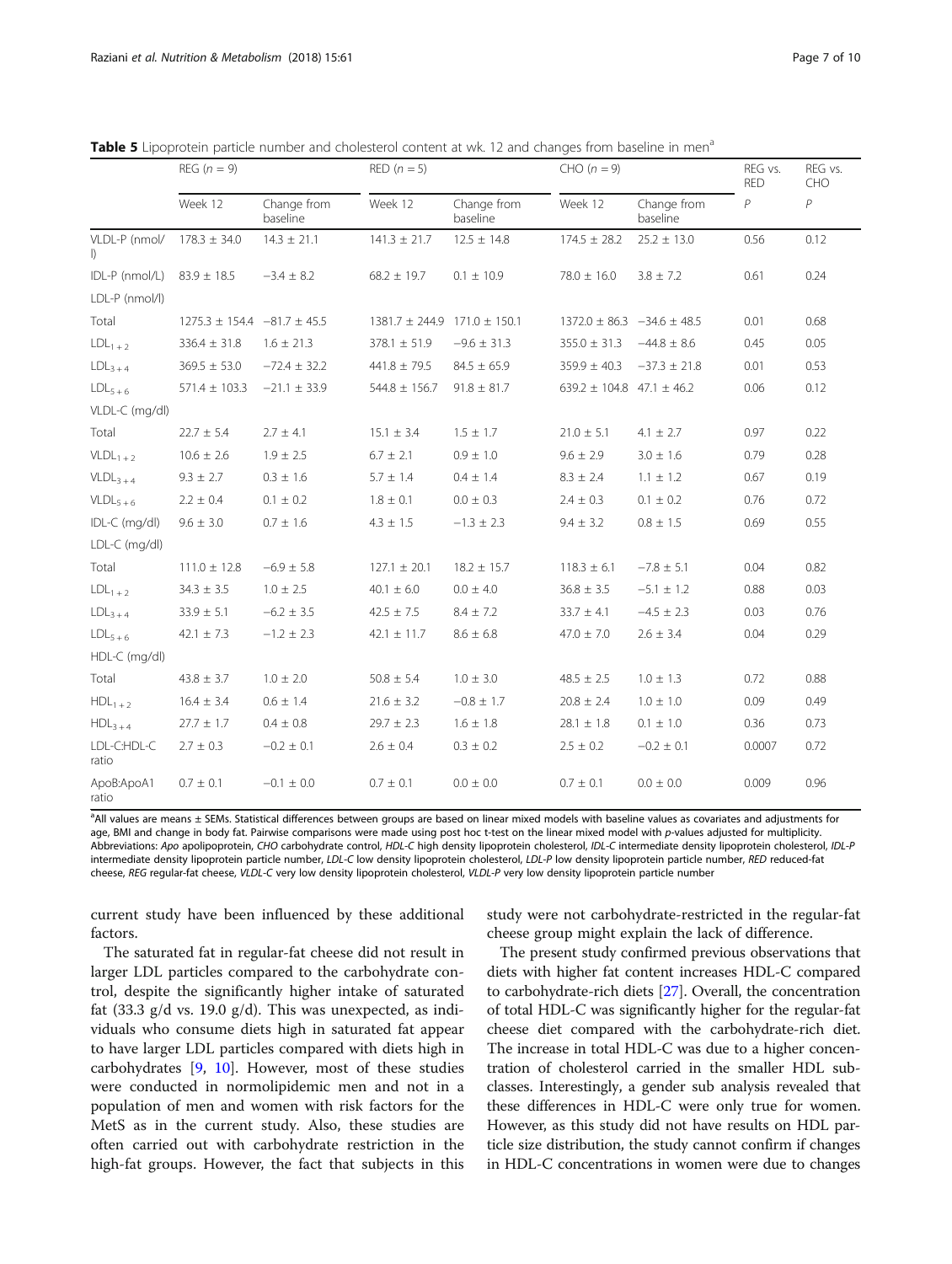**Table 5** Lipoprotein particle number and cholesterol content at wk. 12 and changes from baseline in men[a]

| | REG ($n$ = 9) | | RED ($n$ = 5) | | CHO ($n$ = 9) | | REG vs. RED | REG vs. CHO |
|---|---|---|---|---|---|---|---|---|
| | Week 12 | Change from baseline | Week 12 | Change from baseline | Week 12 | Change from baseline | $P$ | $P$ |
| VLDL-P (nmol/l) | 178.3 ± 34.0 | 14.3 ± 21.1 | 141.3 ± 21.7 | 12.5 ± 14.8 | 174.5 ± 28.2 | 25.2 ± 13.0 | 0.56 | 0.12 |
| IDL-P (nmol/L) | 83.9 ± 18.5 | −3.4 ± 8.2 | 68.2 ± 19.7 | 0.1 ± 10.9 | 78.0 ± 16.0 | 3.8 ± 7.2 | 0.61 | 0.24 |
| LDL-P (nmol/l) | | | | | | | | |
| Total | 1275.3 ± 154.4 | −81.7 ± 45.5 | 1381.7 ± 244.9 | 171.0 ± 150.1 | 1372.0 ± 86.3 | −34.6 ± 48.5 | 0.01 | 0.68 |
| $LDL_{1+2}$ | 336.4 ± 31.8 | 1.6 ± 21.3 | 378.1 ± 51.9 | −9.6 ± 31.3 | 355.0 ± 31.3 | −44.8 ± 8.6 | 0.45 | 0.05 |
| $LDL_{3+4}$ | 369.5 ± 53.0 | −72.4 ± 32.2 | 441.8 ± 79.5 | 84.5 ± 65.9 | 359.9 ± 40.3 | −37.3 ± 21.8 | 0.01 | 0.53 |
| $LDL_{5+6}$ | 571.4 ± 103.3 | −21.1 ± 33.9 | 544.8 ± 156.7 | 91.8 ± 81.7 | 639.2 ± 104.8 | 47.1 ± 46.2 | 0.06 | 0.12 |
| VLDL-C (mg/dl) | | | | | | | | |
| Total | 22.7 ± 5.4 | 2.7 ± 4.1 | 15.1 ± 3.4 | 1.5 ± 1.7 | 21.0 ± 5.1 | 4.1 ± 2.7 | 0.97 | 0.22 |
| $VLDL_{1+2}$ | 10.6 ± 2.6 | 1.9 ± 2.5 | 6.7 ± 2.1 | 0.9 ± 1.0 | 9.6 ± 2.9 | 3.0 ± 1.6 | 0.79 | 0.28 |
| $VLDL_{3+4}$ | 9.3 ± 2.7 | 0.3 ± 1.6 | 5.7 ± 1.4 | 0.4 ± 1.4 | 8.3 ± 2.4 | 1.1 ± 1.2 | 0.67 | 0.19 |
| $VLDL_{5+6}$ | 2.2 ± 0.4 | 0.1 ± 0.2 | 1.8 ± 0.1 | 0.0 ± 0.3 | 2.4 ± 0.3 | 0.1 ± 0.2 | 0.76 | 0.72 |
| IDL-C (mg/dl) | 9.6 ± 3.0 | 0.7 ± 1.6 | 4.3 ± 1.5 | −1.3 ± 2.3 | 9.4 ± 3.2 | 0.8 ± 1.5 | 0.69 | 0.55 |
| LDL-C (mg/dl) | | | | | | | | |
| Total | 111.0 ± 12.8 | −6.9 ± 5.8 | 127.1 ± 20.1 | 18.2 ± 15.7 | 118.3 ± 6.1 | −7.8 ± 5.1 | 0.04 | 0.82 |
| $LDL_{1+2}$ | 34.3 ± 3.5 | 1.0 ± 2.5 | 40.1 ± 6.0 | 0.0 ± 4.0 | 36.8 ± 3.5 | −5.1 ± 1.2 | 0.88 | 0.03 |
| $LDL_{3+4}$ | 33.9 ± 5.1 | −6.2 ± 3.5 | 42.5 ± 7.5 | 8.4 ± 7.2 | 33.7 ± 4.1 | −4.5 ± 2.3 | 0.03 | 0.76 |
| $LDL_{5+6}$ | 42.1 ± 7.3 | −1.2 ± 2.3 | 42.1 ± 11.7 | 8.6 ± 6.8 | 47.0 ± 7.0 | 2.6 ± 3.4 | 0.04 | 0.29 |
| HDL-C (mg/dl) | | | | | | | | |
| Total | 43.8 ± 3.7 | 1.0 ± 2.0 | 50.8 ± 5.4 | 1.0 ± 3.0 | 48.5 ± 2.5 | 1.0 ± 1.3 | 0.72 | 0.88 |
| $HDL_{1+2}$ | 16.4 ± 3.4 | 0.6 ± 1.4 | 21.6 ± 3.2 | −0.8 ± 1.7 | 20.8 ± 2.4 | 1.0 ± 1.0 | 0.09 | 0.49 |
| $HDL_{3+4}$ | 27.7 ± 1.7 | 0.4 ± 0.8 | 29.7 ± 2.3 | 1.6 ± 1.8 | 28.1 ± 1.8 | 0.1 ± 1.0 | 0.36 | 0.73 |
| LDL-C:HDL-C ratio | 2.7 ± 0.3 | −0.2 ± 0.1 | 2.6 ± 0.4 | 0.3 ± 0.2 | 2.5 ± 0.2 | −0.2 ± 0.1 | 0.0007 | 0.72 |
| ApoB:ApoA1 ratio | 0.7 ± 0.1 | −0.1 ± 0.0 | 0.7 ± 0.1 | 0.0 ± 0.0 | 0.7 ± 0.1 | 0.0 ± 0.0 | 0.009 | 0.96 |

[a]All values are means ± SEMs. Statistical differences between groups are based on linear mixed models with baseline values as covariates and adjustments for age, BMI and change in body fat. Pairwise comparisons were made using post hoc t-test on the linear mixed model with $p$-values adjusted for multiplicity. Abbreviations: *Apo* apolipoprotein, *CHO* carbohydrate control, *HDL-C* high density lipoprotein cholesterol, *IDL-C* intermediate density lipoprotein cholesterol, *IDL-P* intermediate density lipoprotein particle number, *LDL-C* low density lipoprotein cholesterol, *LDL-P* low density lipoprotein particle number, *RED* reduced-fat cheese, *REG* regular-fat cheese, *VLDL-C* very low density lipoprotein cholesterol, *VLDL-P* very low density lipoprotein particle number

current study have been influenced by these additional factors.

The saturated fat in regular-fat cheese did not result in larger LDL particles compared to the carbohydrate control, despite the significantly higher intake of saturated fat (33.3 g/d vs. 19.0 g/d). This was unexpected, as individuals who consume diets high in saturated fat appear to have larger LDL particles compared with diets high in carbohydrates [9, 10]. However, most of these studies were conducted in normolipidemic men and not in a population of men and women with risk factors for the MetS as in the current study. Also, these studies are often carried out with carbohydrate restriction in the high-fat groups. However, the fact that subjects in this study were not carbohydrate-restricted in the regular-fat cheese group might explain the lack of difference.

The present study confirmed previous observations that diets with higher fat content increases HDL-C compared to carbohydrate-rich diets [27]. Overall, the concentration of total HDL-C was significantly higher for the regular-fat cheese diet compared with the carbohydrate-rich diet. The increase in total HDL-C was due to a higher concentration of cholesterol carried in the smaller HDL subclasses. Interestingly, a gender sub analysis revealed that these differences in HDL-C were only true for women. However, as this study did not have results on HDL particle size distribution, the study cannot confirm if changes in HDL-C concentrations in women were due to changes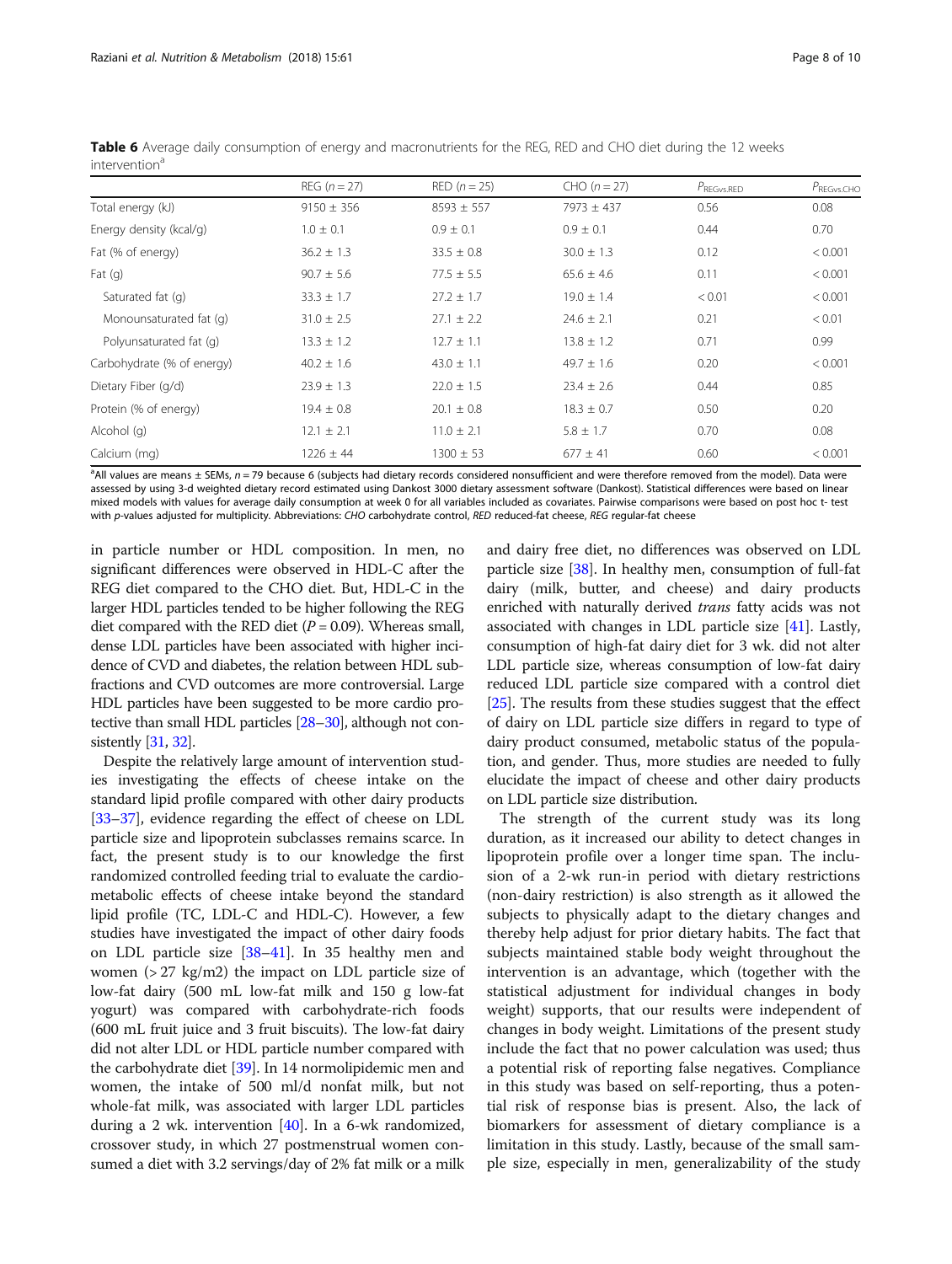**Table 6** Average daily consumption of energy and macronutrients for the REG, RED and CHO diet during the 12 weeks intervention[a]

| | REG ($n = 27$) | RED ($n = 25$) | CHO ($n = 27$) | $P_{\text{REGvs.RED}}$ | $P_{\text{REGvs.CHO}}$ |
|---|---|---|---|---|---|
| Total energy (kJ) | 9150 ± 356 | 8593 ± 557 | 7973 ± 437 | 0.56 | 0.08 |
| Energy density (kcal/g) | 1.0 ± 0.1 | 0.9 ± 0.1 | 0.9 ± 0.1 | 0.44 | 0.70 |
| Fat (% of energy) | 36.2 ± 1.3 | 33.5 ± 0.8 | 30.0 ± 1.3 | 0.12 | < 0.001 |
| Fat (g) | 90.7 ± 5.6 | 77.5 ± 5.5 | 65.6 ± 4.6 | 0.11 | < 0.001 |
| Saturated fat (g) | 33.3 ± 1.7 | 27.2 ± 1.7 | 19.0 ± 1.4 | < 0.01 | < 0.001 |
| Monounsaturated fat (g) | 31.0 ± 2.5 | 27.1 ± 2.2 | 24.6 ± 2.1 | 0.21 | < 0.01 |
| Polyunsaturated fat (g) | 13.3 ± 1.2 | 12.7 ± 1.1 | 13.8 ± 1.2 | 0.71 | 0.99 |
| Carbohydrate (% of energy) | 40.2 ± 1.6 | 43.0 ± 1.1 | 49.7 ± 1.6 | 0.20 | < 0.001 |
| Dietary Fiber (g/d) | 23.9 ± 1.3 | 22.0 ± 1.5 | 23.4 ± 2.6 | 0.44 | 0.85 |
| Protein (% of energy) | 19.4 ± 0.8 | 20.1 ± 0.8 | 18.3 ± 0.7 | 0.50 | 0.20 |
| Alcohol (g) | 12.1 ± 2.1 | 11.0 ± 2.1 | 5.8 ± 1.7 | 0.70 | 0.08 |
| Calcium (mg) | 1226 ± 44 | 1300 ± 53 | 677 ± 41 | 0.60 | < 0.001 |

[a]All values are means ± SEMs, $n = 79$ because 6 (subjects had dietary records considered nonsufficient and were therefore removed from the model). Data were assessed by using 3-d weighted dietary record estimated using Dankost 3000 dietary assessment software (Dankost). Statistical differences were based on linear mixed models with values for average daily consumption at week 0 for all variables included as covariates. Pairwise comparisons were based on post hoc t- test with p-values adjusted for multiplicity. Abbreviations: *CHO* carbohydrate control, *RED* reduced-fat cheese, *REG* regular-fat cheese

in particle number or HDL composition. In men, no significant differences were observed in HDL-C after the REG diet compared to the CHO diet. But, HDL-C in the larger HDL particles tended to be higher following the REG diet compared with the RED diet ($P = 0.09$). Whereas small, dense LDL particles have been associated with higher incidence of CVD and diabetes, the relation between HDL subfractions and CVD outcomes are more controversial. Large HDL particles have been suggested to be more cardio protective than small HDL particles [28–30], although not consistently [31, 32].

Despite the relatively large amount of intervention studies investigating the effects of cheese intake on the standard lipid profile compared with other dairy products [33–37], evidence regarding the effect of cheese on LDL particle size and lipoprotein subclasses remains scarce. In fact, the present study is to our knowledge the first randomized controlled feeding trial to evaluate the cardiometabolic effects of cheese intake beyond the standard lipid profile (TC, LDL-C and HDL-C). However, a few studies have investigated the impact of other dairy foods on LDL particle size [38–41]. In 35 healthy men and women (> 27 kg/m2) the impact on LDL particle size of low-fat dairy (500 mL low-fat milk and 150 g low-fat yogurt) was compared with carbohydrate-rich foods (600 mL fruit juice and 3 fruit biscuits). The low-fat dairy did not alter LDL or HDL particle number compared with the carbohydrate diet [39]. In 14 normolipidemic men and women, the intake of 500 ml/d nonfat milk, but not whole-fat milk, was associated with larger LDL particles during a 2 wk. intervention [40]. In a 6-wk randomized, crossover study, in which 27 postmenstrual women consumed a diet with 3.2 servings/day of 2% fat milk or a milk and dairy free diet, no differences was observed on LDL particle size [38]. In healthy men, consumption of full-fat dairy (milk, butter, and cheese) and dairy products enriched with naturally derived *trans* fatty acids was not associated with changes in LDL particle size [41]. Lastly, consumption of high-fat dairy diet for 3 wk. did not alter LDL particle size, whereas consumption of low-fat dairy reduced LDL particle size compared with a control diet [25]. The results from these studies suggest that the effect of dairy on LDL particle size differs in regard to type of dairy product consumed, metabolic status of the population, and gender. Thus, more studies are needed to fully elucidate the impact of cheese and other dairy products on LDL particle size distribution.

The strength of the current study was its long duration, as it increased our ability to detect changes in lipoprotein profile over a longer time span. The inclusion of a 2-wk run-in period with dietary restrictions (non-dairy restriction) is also strength as it allowed the subjects to physically adapt to the dietary changes and thereby help adjust for prior dietary habits. The fact that subjects maintained stable body weight throughout the intervention is an advantage, which (together with the statistical adjustment for individual changes in body weight) supports, that our results were independent of changes in body weight. Limitations of the present study include the fact that no power calculation was used; thus a potential risk of reporting false negatives. Compliance in this study was based on self-reporting, thus a potential risk of response bias is present. Also, the lack of biomarkers for assessment of dietary compliance is a limitation in this study. Lastly, because of the small sample size, especially in men, generalizability of the study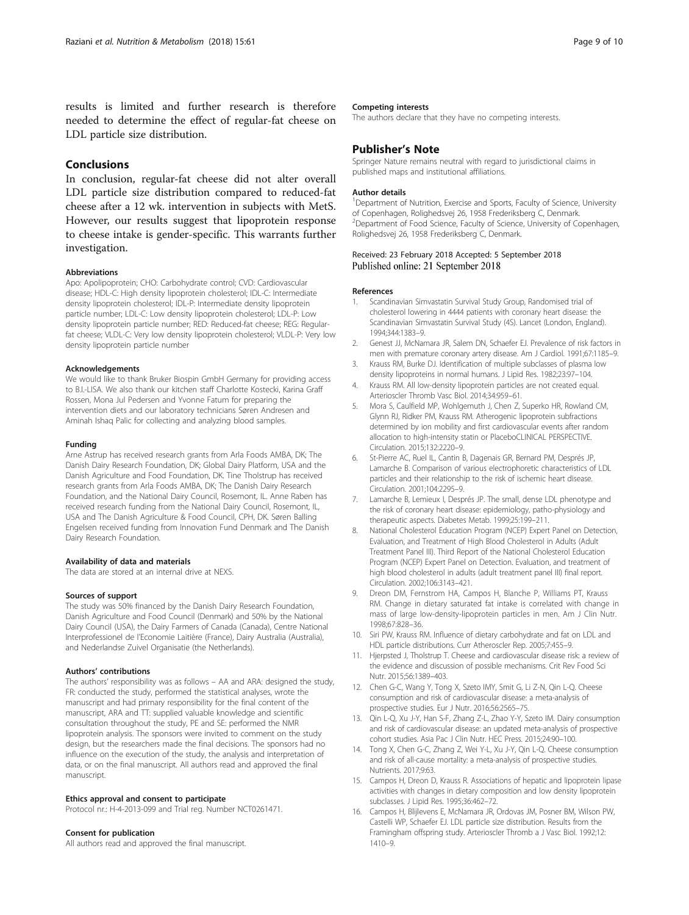results is limited and further research is therefore needed to determine the effect of regular-fat cheese on LDL particle size distribution.

## Conclusions

In conclusion, regular-fat cheese did not alter overall LDL particle size distribution compared to reduced-fat cheese after a 12 wk. intervention in subjects with MetS. However, our results suggest that lipoprotein response to cheese intake is gender-specific. This warrants further investigation.

#### Abbreviations

Apo: Apolipoprotein; CHO: Carbohydrate control; CVD: Cardiovascular disease; HDL-C: High density lipoprotein cholesterol; IDL-C: Intermediate density lipoprotein cholesterol; IDL-P: Intermediate density lipoprotein particle number; LDL-C: Low density lipoprotein cholesterol; LDL-P: Low density lipoprotein particle number; RED: Reduced-fat cheese; REG: Regular-fat cheese; VLDL-C: Very low density lipoprotein cholesterol; VLDL-P: Very low density lipoprotein particle number

#### Acknowledgements

We would like to thank Bruker Biospin GmbH Germany for providing access to B.I.-LISA. We also thank our kitchen staff Charlotte Kostecki, Karina Graff Rossen, Mona Jul Pedersen and Yvonne Fatum for preparing the intervention diets and our laboratory technicians Søren Andresen and Aminah Ishaq Palic for collecting and analyzing blood samples.

#### Funding

Arne Astrup has received research grants from Arla Foods AMBA, DK; The Danish Dairy Research Foundation, DK; Global Dairy Platform, USA and the Danish Agriculture and Food Foundation, DK. Tine Tholstrup has received research grants from Arla Foods AMBA, DK; The Danish Dairy Research Foundation, and the National Dairy Council, Rosemont, IL. Anne Raben has received research funding from the National Dairy Council, Rosemont, IL, USA and The Danish Agriculture & Food Council, CPH, DK. Søren Balling Engelsen received funding from Innovation Fund Denmark and The Danish Dairy Research Foundation.

#### Availability of data and materials

The data are stored at an internal drive at NEXS.

#### Sources of support

The study was 50% financed by the Danish Dairy Research Foundation, Danish Agriculture and Food Council (Denmark) and 50% by the National Dairy Council (USA), the Dairy Farmers of Canada (Canada), Centre National Interprofessionel de l'Economie Laitière (France), Dairy Australia (Australia), and Nederlandse Zuivel Organisatie (the Netherlands).

#### Authors' contributions

The authors' responsibility was as follows – AA and ARA: designed the study, FR: conducted the study, performed the statistical analyses, wrote the manuscript and had primary responsibility for the final content of the manuscript, ARA and TT: supplied valuable knowledge and scientific consultation throughout the study, PE and SE: performed the NMR lipoprotein analysis. The sponsors were invited to comment on the study design, but the researchers made the final decisions. The sponsors had no influence on the execution of the study, the analysis and interpretation of data, or on the final manuscript. All authors read and approved the final manuscript.

#### Ethics approval and consent to participate

Protocol nr.: H-4-2013-099 and Trial reg. Number NCT0261471.

#### Consent for publication

All authors read and approved the final manuscript.

#### Competing interests

The authors declare that they have no competing interests.

## Publisher's Note

Springer Nature remains neutral with regard to jurisdictional claims in published maps and institutional affiliations.

#### Author details

[1]Department of Nutrition, Exercise and Sports, Faculty of Science, University of Copenhagen, Rolighedsvej 26, 1958 Frederiksberg C, Denmark. [2]Department of Food Science, Faculty of Science, University of Copenhagen, Rolighedsvej 26, 1958 Frederiksberg C, Denmark.

Received: 23 February 2018 Accepted: 5 September 2018
Published online: 21 September 2018

#### References

1. Scandinavian Simvastatin Survival Study Group, Randomised trial of cholesterol lowering in 4444 patients with coronary heart disease: the Scandinavian Simvastatin Survival Study (4S). Lancet (London, England). 1994;344:1383–9.
2. Genest JJ, McNamara JR, Salem DN, Schaefer EJ. Prevalence of risk factors in men with premature coronary artery disease. Am J Cardiol. 1991;67:1185–9.
3. Krauss RM, Burke DJ. Identification of multiple subclasses of plasma low density lipoproteins in normal humans. J Lipid Res. 1982;23:97–104.
4. Krauss RM. All low-density lipoprotein particles are not created equal. Arterioscler Thromb Vasc Biol. 2014;34:959–61.
5. Mora S, Caulfield MP, Wohlgemuth J, Chen Z, Superko HR, Rowland CM, Glynn RJ, Ridker PM, Krauss RM. Atherogenic lipoprotein subfractions determined by ion mobility and first cardiovascular events after random allocation to high-intensity statin or PlaceboCLINICAL PERSPECTIVE. Circulation. 2015;132:2220–9.
6. St-Pierre AC, Ruel IL, Cantin B, Dagenais GR, Bernard PM, Després JP, Lamarche B. Comparison of various electrophoretic characteristics of LDL particles and their relationship to the risk of ischemic heart disease. Circulation. 2001;104:2295–9.
7. Lamarche B, Lemieux I, Després JP. The small, dense LDL phenotype and the risk of coronary heart disease: epidemiology, patho-physiology and therapeutic aspects. Diabetes Metab. 1999;25:199–211.
8. National Cholesterol Education Program (NCEP) Expert Panel on Detection, Evaluation, and Treatment of High Blood Cholesterol in Adults (Adult Treatment Panel III). Third Report of the National Cholesterol Education Program (NCEP) Expert Panel on Detection. Evaluation, and treatment of high blood cholesterol in adults (adult treatment panel III) final report. Circulation. 2002;106:3143–421.
9. Dreon DM, Fernstrom HA, Campos H, Blanche P, Williams PT, Krauss RM. Change in dietary saturated fat intake is correlated with change in mass of large low-density-lipoprotein particles in men. Am J Clin Nutr. 1998;67:828–36.
10. Siri PW, Krauss RM. Influence of dietary carbohydrate and fat on LDL and HDL particle distributions. Curr Atheroscler Rep. 2005;7:455–9.
11. Hjerpsted J, Tholstrup T. Cheese and cardiovascular disease risk: a review of the evidence and discussion of possible mechanisms. Crit Rev Food Sci Nutr. 2015;56:1389–403.
12. Chen G-C, Wang Y, Tong X, Szeto IMY, Smit G, Li Z-N, Qin L-Q. Cheese consumption and risk of cardiovascular disease: a meta-analysis of prospective studies. Eur J Nutr. 2016;56:2565–75.
13. Qin L-Q, Xu J-Y, Han S-F, Zhang Z-L, Zhao Y-Y, Szeto IM. Dairy consumption and risk of cardiovascular disease: an updated meta-analysis of prospective cohort studies. Asia Pac J Clin Nutr. HEC Press. 2015;24:90–100.
14. Tong X, Chen G-C, Zhang Z, Wei Y-L, Xu J-Y, Qin L-Q. Cheese consumption and risk of all-cause mortality: a meta-analysis of prospective studies. Nutrients. 2017;9:63.
15. Campos H, Dreon D, Krauss R. Associations of hepatic and lipoprotein lipase activities with changes in dietary composition and low density lipoprotein subclasses. J Lipid Res. 1995;36:462–72.
16. Campos H, Blijlevens E, McNamara JR, Ordovas JM, Posner BM, Wilson PW, Castelli WP, Schaefer EJ. LDL particle size distribution. Results from the Framingham offspring study. Arterioscler Thromb a J Vasc Biol. 1992;12:1410–9.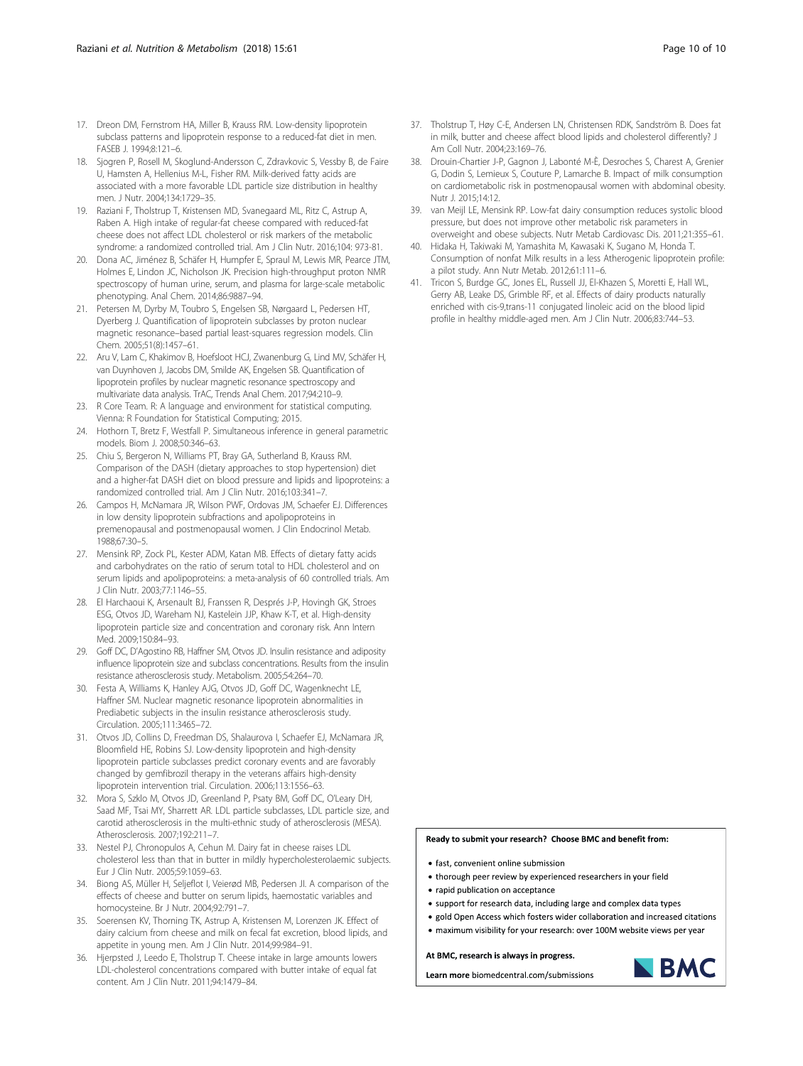17. Dreon DM, Fernstrom HA, Miller B, Krauss RM. Low-density lipoprotein subclass patterns and lipoprotein response to a reduced-fat diet in men. FASEB J. 1994;8:121–6.
18. Sjogren P, Rosell M, Skoglund-Andersson C, Zdravkovic S, Vessby B, de Faire U, Hamsten A, Hellenius M-L, Fisher RM. Milk-derived fatty acids are associated with a more favorable LDL particle size distribution in healthy men. J Nutr. 2004;134:1729–35.
19. Raziani F, Tholstrup T, Kristensen MD, Svanegaard ML, Ritz C, Astrup A, Raben A. High intake of regular-fat cheese compared with reduced-fat cheese does not affect LDL cholesterol or risk markers of the metabolic syndrome: a randomized controlled trial. Am J Clin Nutr. 2016;104: 973-81.
20. Dona AC, Jiménez B, Schäfer H, Humpfer E, Spraul M, Lewis MR, Pearce JTM, Holmes E, Lindon JC, Nicholson JK. Precision high-throughput proton NMR spectroscopy of human urine, serum, and plasma for large-scale metabolic phenotyping. Anal Chem. 2014;86:9887–94.
21. Petersen M, Dyrby M, Toubro S, Engelsen SB, Nørgaard L, Pedersen HT, Dyerberg J. Quantification of lipoprotein subclasses by proton nuclear magnetic resonance–based partial least-squares regression models. Clin Chem. 2005;51(8):1457–61.
22. Aru V, Lam C, Khakimov B, Hoefsloot HCJ, Zwanenburg G, Lind MV, Schäfer H, van Duynhoven J, Jacobs DM, Smilde AK, Engelsen SB. Quantification of lipoprotein profiles by nuclear magnetic resonance spectroscopy and multivariate data analysis. TrAC, Trends Anal Chem. 2017;94:210–9.
23. R Core Team. R: A language and environment for statistical computing. Vienna: R Foundation for Statistical Computing; 2015.
24. Hothorn T, Bretz F, Westfall P. Simultaneous inference in general parametric models. Biom J. 2008;50:346–63.
25. Chiu S, Bergeron N, Williams PT, Bray GA, Sutherland B, Krauss RM. Comparison of the DASH (dietary approaches to stop hypertension) diet and a higher-fat DASH diet on blood pressure and lipids and lipoproteins: a randomized controlled trial. Am J Clin Nutr. 2016;103:341–7.
26. Campos H, McNamara JR, Wilson PWF, Ordovas JM, Schaefer EJ. Differences in low density lipoprotein subfractions and apolipoproteins in premenopausal and postmenopausal women. J Clin Endocrinol Metab. 1988;67:30–5.
27. Mensink RP, Zock PL, Kester ADM, Katan MB. Effects of dietary fatty acids and carbohydrates on the ratio of serum total to HDL cholesterol and on serum lipids and apolipoproteins: a meta-analysis of 60 controlled trials. Am J Clin Nutr. 2003;77:1146–55.
28. El Harchaoui K, Arsenault BJ, Franssen R, Després J-P, Hovingh GK, Stroes ESG, Otvos JD, Wareham NJ, Kastelein JJP, Khaw K-T, et al. High-density lipoprotein particle size and concentration and coronary risk. Ann Intern Med. 2009;150:84–93.
29. Goff DC, D'Agostino RB, Haffner SM, Otvos JD. Insulin resistance and adiposity influence lipoprotein size and subclass concentrations. Results from the insulin resistance atherosclerosis study. Metabolism. 2005;54:264–70.
30. Festa A, Williams K, Hanley AJG, Otvos JD, Goff DC, Wagenknecht LE, Haffner SM. Nuclear magnetic resonance lipoprotein abnormalities in Prediabetic subjects in the insulin resistance atherosclerosis study. Circulation. 2005;111:3465–72.
31. Otvos JD, Collins D, Freedman DS, Shalaurova I, Schaefer EJ, McNamara JR, Bloomfield HE, Robins SJ. Low-density lipoprotein and high-density lipoprotein particle subclasses predict coronary events and are favorably changed by gemfibrozil therapy in the veterans affairs high-density lipoprotein intervention trial. Circulation. 2006;113:1556–63.
32. Mora S, Szklo M, Otvos JD, Greenland P, Psaty BM, Goff DC, O'Leary DH, Saad MF, Tsai MY, Sharrett AR. LDL particle subclasses, LDL particle size, and carotid atherosclerosis in the multi-ethnic study of atherosclerosis (MESA). Atherosclerosis. 2007;192:211–7.
33. Nestel PJ, Chronopulos A, Cehun M. Dairy fat in cheese raises LDL cholesterol less than that in butter in mildly hypercholesterolaemic subjects. Eur J Clin Nutr. 2005;59:1059–63.
34. Biong AS, Müller H, Seljeflot I, Veierød MB, Pedersen JI. A comparison of the effects of cheese and butter on serum lipids, haemostatic variables and homocysteine. Br J Nutr. 2004;92:791–7.
35. Soerensen KV, Thorning TK, Astrup A, Kristensen M, Lorenzen JK. Effect of dairy calcium from cheese and milk on fecal fat excretion, blood lipids, and appetite in young men. Am J Clin Nutr. 2014;99:984–91.
36. Hjerpsted J, Leedo E, Tholstrup T. Cheese intake in large amounts lowers LDL-cholesterol concentrations compared with butter intake of equal fat content. Am J Clin Nutr. 2011;94:1479–84.
37. Tholstrup T, Høy C-E, Andersen LN, Christensen RDK, Sandström B. Does fat in milk, butter and cheese affect blood lipids and cholesterol differently? J Am Coll Nutr. 2004;23:169–76.
38. Drouin-Chartier J-P, Gagnon J, Labonté M-È, Desroches S, Charest A, Grenier G, Dodin S, Lemieux S, Couture P, Lamarche B. Impact of milk consumption on cardiometabolic risk in postmenopausal women with abdominal obesity. Nutr J. 2015;14:12.
39. van Meijl LE, Mensink RP. Low-fat dairy consumption reduces systolic blood pressure, but does not improve other metabolic risk parameters in overweight and obese subjects. Nutr Metab Cardiovasc Dis. 2011;21:355–61.
40. Hidaka H, Takiwaki M, Yamashita M, Kawasaki K, Sugano M, Honda T. Consumption of nonfat Milk results in a less Atherogenic lipoprotein profile: a pilot study. Ann Nutr Metab. 2012;61:111–6.
41. Tricon S, Burdge GC, Jones EL, Russell JJ, El-Khazen S, Moretti E, Hall WL, Gerry AB, Leake DS, Grimble RF, et al. Effects of dairy products naturally enriched with cis-9,trans-11 conjugated linoleic acid on the blood lipid profile in healthy middle-aged men. Am J Clin Nutr. 2006;83:744–53.

**Ready to submit your research? Choose BMC and benefit from:**

- fast, convenient online submission
- thorough peer review by experienced researchers in your field
- rapid publication on acceptance
- support for research data, including large and complex data types
- gold Open Access which fosters wider collaboration and increased citations
- maximum visibility for your research: over 100M website views per year

**At BMC, research is always in progress.**

**Learn more** biomedcentral.com/submissions

BMC